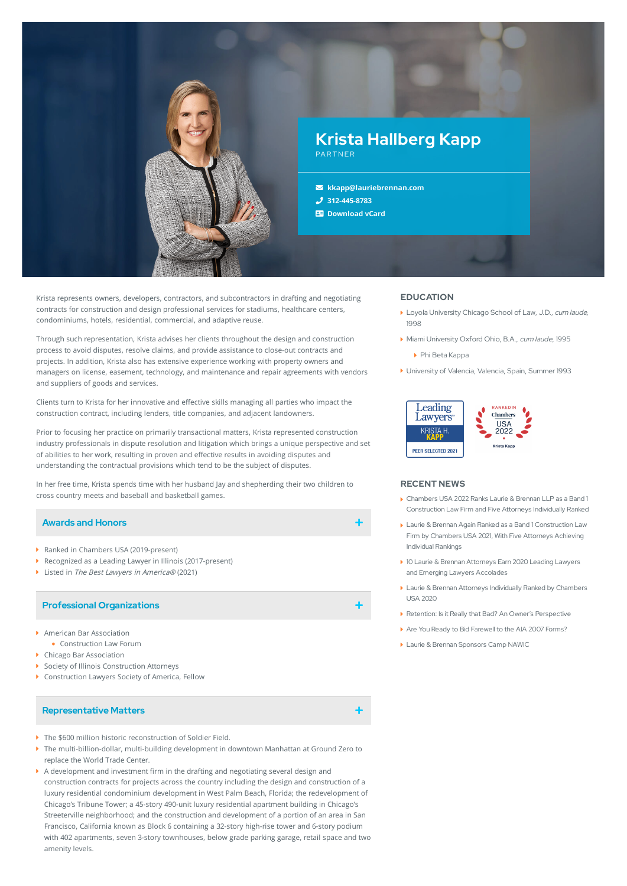# Krista Hallberg Kapp

PARTNER

kkapp@lauriebrennan.com
312-445-8783
Download vCard

Krista represents owners, developers, contractors, and subcontractors in drafting and negotiating contracts for construction and design professional services for stadiums, healthcare centers, condominiums, hotels, residential, commercial, and adaptive reuse.

Through such representation, Krista advises her clients throughout the design and construction process to avoid disputes, resolve claims, and provide assistance to close-out contracts and projects. In addition, Krista also has extensive experience working with property owners and managers on license, easement, technology, and maintenance and repair agreements with vendors and suppliers of goods and services.

Clients turn to Krista for her innovative and effective skills managing all parties who impact the construction contract, including lenders, title companies, and adjacent landowners.

Prior to focusing her practice on primarily transactional matters, Krista represented construction industry professionals in dispute resolution and litigation which brings a unique perspective and set of abilities to her work, resulting in proven and effective results in avoiding disputes and understanding the contractual provisions which tend to be the subject of disputes.

In her free time, Krista spends time with her husband Jay and shepherding their two children to cross country meets and baseball and basketball games.

## Awards and Honors

- Ranked in Chambers USA (2019-present)
- Recognized as a Leading Lawyer in Illinois (2017-present)
- Listed in *The Best Lawyers in America®* (2021)

## Professional Organizations

- American Bar Association
  - Construction Law Forum
- Chicago Bar Association
- Society of Illinois Construction Attorneys
- Construction Lawyers Society of America, Fellow

## Representative Matters

- The $600 million historic reconstruction of Soldier Field.
- The multi-billion-dollar, multi-building development in downtown Manhattan at Ground Zero to replace the World Trade Center.
- A development and investment firm in the drafting and negotiating several design and construction contracts for projects across the country including the design and construction of a luxury residential condominium development in West Palm Beach, Florida; the redevelopment of Chicago's Tribune Tower; a 45-story 490-unit luxury residential apartment building in Chicago's Streeterville neighborhood; and the construction and development of a portion of an area in San Francisco, California known as Block 6 containing a 32-story high-rise tower and 6-story podium with 402 apartments, seven 3-story townhouses, below grade parking garage, retail space and two amenity levels.

## EDUCATION

- Loyola University Chicago School of Law, J.D., *cum laude*, 1998
- Miami University Oxford Ohio, B.A., *cum laude*, 1995
  - Phi Beta Kappa
- University of Valencia, Valencia, Spain, Summer 1993

Leading Lawyers — KRISTA H. KAPP — PEER SELECTED 2021

RANKED IN Chambers USA 2022 — Krista Kapp

## RECENT NEWS

- Chambers USA 2022 Ranks Laurie & Brennan LLP as a Band 1 Construction Law Firm and Five Attorneys Individually Ranked
- Laurie & Brennan Again Ranked as a Band 1 Construction Law Firm by Chambers USA 2021, With Five Attorneys Achieving Individual Rankings
- 10 Laurie & Brennan Attorneys Earn 2020 Leading Lawyers and Emerging Lawyers Accolades
- Laurie & Brennan Attorneys Individually Ranked by Chambers USA 2020
- Retention: Is it Really that Bad? An Owner's Perspective
- Are You Ready to Bid Farewell to the AIA 2007 Forms?
- Laurie & Brennan Sponsors Camp NAWIC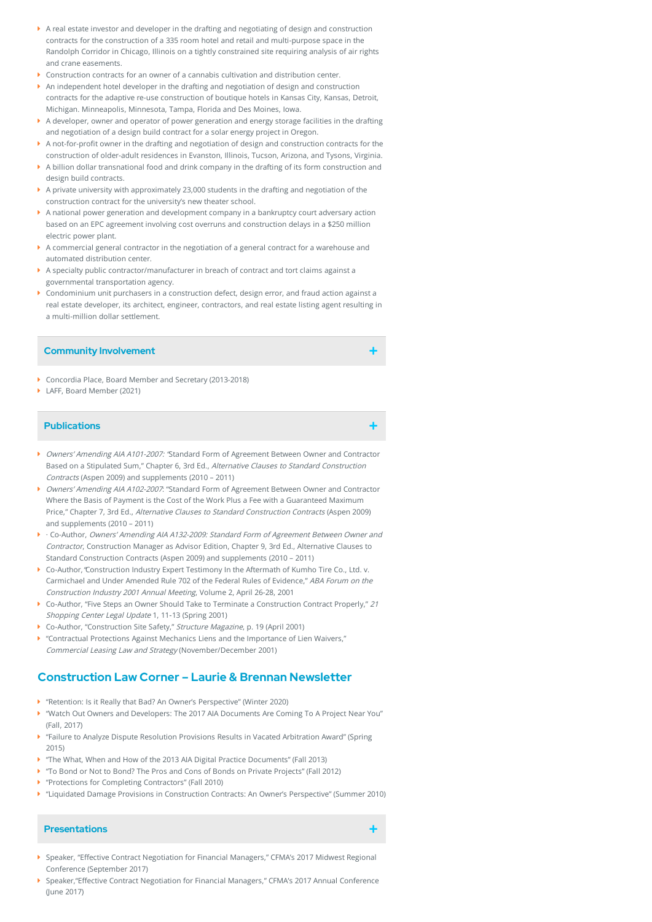- A real estate investor and developer in the drafting and negotiating of design and construction contracts for the construction of a 335 room hotel and retail and multi-purpose space in the Randolph Corridor in Chicago, Illinois on a tightly constrained site requiring analysis of air rights and crane easements.
- Construction contracts for an owner of a cannabis cultivation and distribution center.
- An independent hotel developer in the drafting and negotiation of design and construction contracts for the adaptive re-use construction of boutique hotels in Kansas City, Kansas, Detroit, Michigan. Minneapolis, Minnesota, Tampa, Florida and Des Moines, Iowa.
- A developer, owner and operator of power generation and energy storage facilities in the drafting and negotiation of a design build contract for a solar energy project in Oregon.
- A not-for-profit owner in the drafting and negotiation of design and construction contracts for the construction of older-adult residences in Evanston, Illinois, Tucson, Arizona, and Tysons, Virginia.
- A billion dollar transnational food and drink company in the drafting of its form construction and design build contracts.
- A private university with approximately 23,000 students in the drafting and negotiation of the construction contract for the university's new theater school.
- A national power generation and development company in a bankruptcy court adversary action based on an EPC agreement involving cost overruns and construction delays in a $250 million electric power plant.
- A commercial general contractor in the negotiation of a general contract for a warehouse and automated distribution center.
- A specialty public contractor/manufacturer in breach of contract and tort claims against a governmental transportation agency.
- Condominium unit purchasers in a construction defect, design error, and fraud action against a real estate developer, its architect, engineer, contractors, and real estate listing agent resulting in a multi-million dollar settlement.

## Community Involvement

- Concordia Place, Board Member and Secretary (2013-2018)
- LAFF, Board Member (2021)

## Publications

- *Owners' Amending AIA A101-2007:* "Standard Form of Agreement Between Owner and Contractor Based on a Stipulated Sum," Chapter 6, 3rd Ed., *Alternative Clauses to Standard Construction Contracts* (Aspen 2009) and supplements (2010 – 2011)
- *Owners' Amending AIA A102-2007*: "Standard Form of Agreement Between Owner and Contractor Where the Basis of Payment is the Cost of the Work Plus a Fee with a Guaranteed Maximum Price," Chapter 7, 3rd Ed., *Alternative Clauses to Standard Construction Contracts* (Aspen 2009) and supplements (2010 – 2011)
- · Co-Author, *Owners' Amending AIA A132-2009: Standard Form of Agreement Between Owner and Contractor*, Construction Manager as Advisor Edition, Chapter 9, 3rd Ed., Alternative Clauses to Standard Construction Contracts (Aspen 2009) and supplements (2010 – 2011)
- Co-Author, "Construction Industry Expert Testimony In the Aftermath of Kumho Tire Co., Ltd. v. Carmichael and Under Amended Rule 702 of the Federal Rules of Evidence," *ABA Forum on the Construction Industry 2001 Annual Meeting*, Volume 2, April 26-28, 2001
- Co-Author, "Five Steps an Owner Should Take to Terminate a Construction Contract Properly," *21 Shopping Center Legal Update* 1, 11-13 (Spring 2001)
- Co-Author, "Construction Site Safety," *Structure Magazine*, p. 19 (April 2001)
- "Contractual Protections Against Mechanics Liens and the Importance of Lien Waivers," *Commercial Leasing Law and Strategy* (November/December 2001)

## Construction Law Corner – Laurie & Brennan Newsletter

- "Retention: Is it Really that Bad? An Owner's Perspective" (Winter 2020)
- "Watch Out Owners and Developers: The 2017 AIA Documents Are Coming To A Project Near You" (Fall, 2017)
- "Failure to Analyze Dispute Resolution Provisions Results in Vacated Arbitration Award" (Spring 2015)
- "The What, When and How of the 2013 AIA Digital Practice Documents" (Fall 2013)
- "To Bond or Not to Bond? The Pros and Cons of Bonds on Private Projects" (Fall 2012)
- "Protections for Completing Contractors" (Fall 2010)
- "Liquidated Damage Provisions in Construction Contracts: An Owner's Perspective" (Summer 2010)

## Presentations

- Speaker, "Effective Contract Negotiation for Financial Managers," CFMA's 2017 Midwest Regional Conference (September 2017)
- Speaker,"Effective Contract Negotiation for Financial Managers," CFMA's 2017 Annual Conference (June 2017)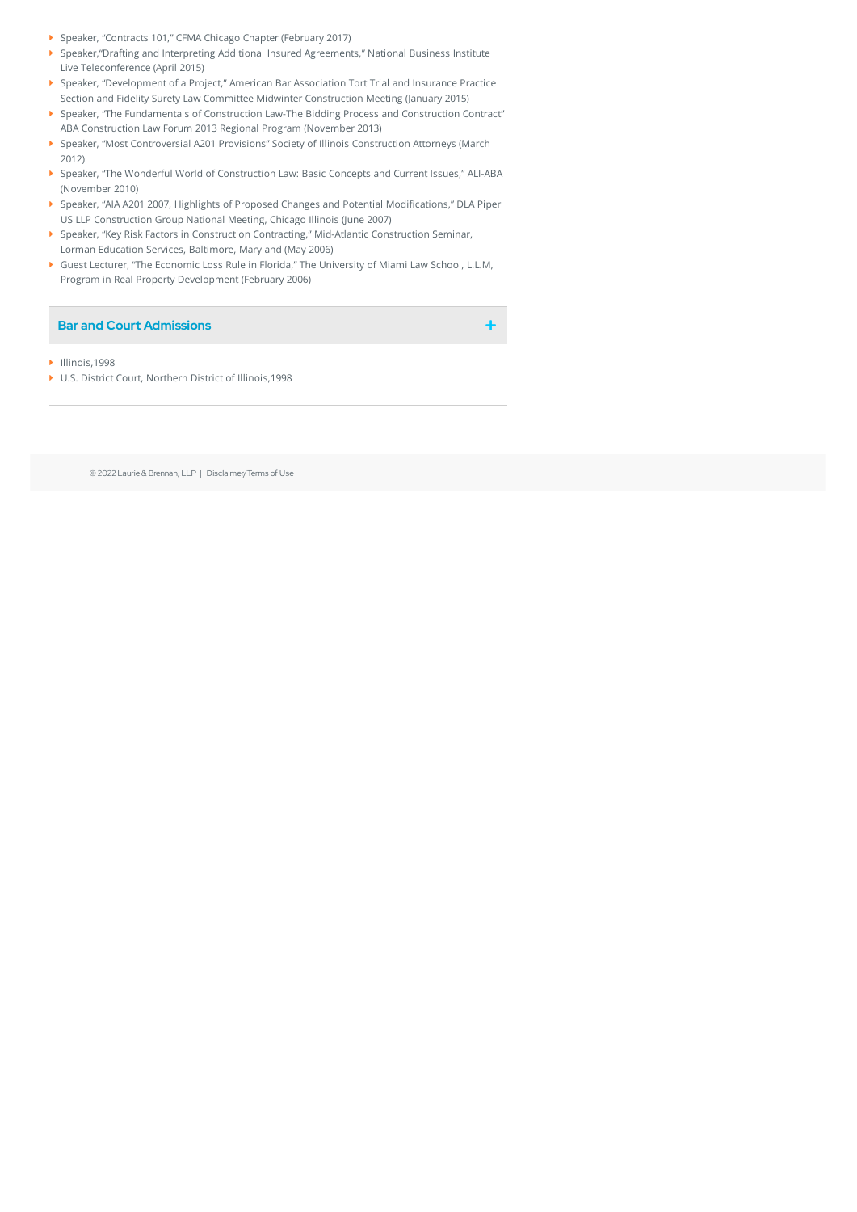- Speaker, "Contracts 101," CFMA Chicago Chapter (February 2017)
- Speaker,"Drafting and Interpreting Additional Insured Agreements," National Business Institute Live Teleconference (April 2015)
- Speaker, "Development of a Project," American Bar Association Tort Trial and Insurance Practice Section and Fidelity Surety Law Committee Midwinter Construction Meeting (January 2015)
- Speaker, "The Fundamentals of Construction Law-The Bidding Process and Construction Contract" ABA Construction Law Forum 2013 Regional Program (November 2013)
- Speaker, "Most Controversial A201 Provisions" Society of Illinois Construction Attorneys (March 2012)
- Speaker, "The Wonderful World of Construction Law: Basic Concepts and Current Issues," ALI-ABA (November 2010)
- Speaker, "AIA A201 2007, Highlights of Proposed Changes and Potential Modifications," DLA Piper US LLP Construction Group National Meeting, Chicago Illinois (June 2007)
- Speaker, "Key Risk Factors in Construction Contracting," Mid-Atlantic Construction Seminar, Lorman Education Services, Baltimore, Maryland (May 2006)
- Guest Lecturer, "The Economic Loss Rule in Florida," The University of Miami Law School, L.L.M, Program in Real Property Development (February 2006)

## Bar and Court Admissions

- Illinois,1998
- U.S. District Court, Northern District of Illinois,1998

© 2022 Laurie & Brennan, LLP | Disclaimer/Terms of Use